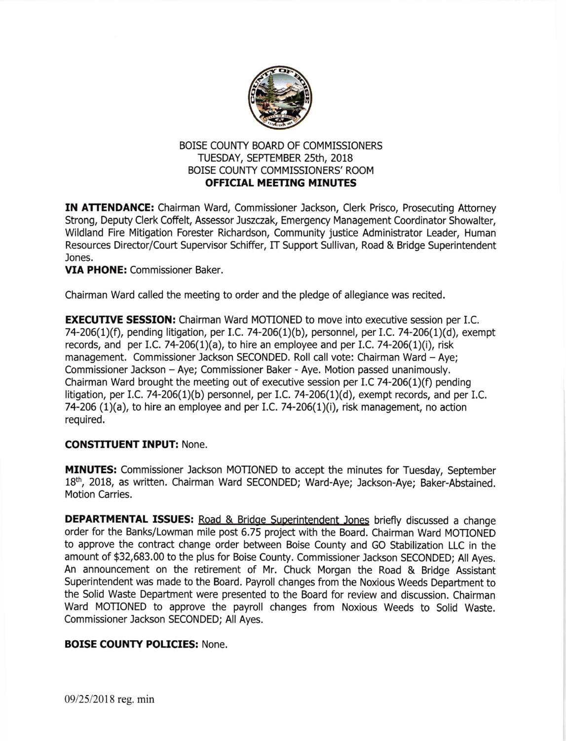BOISE COUNTY BOARD OF COMMISSIONERS
TUESDAY, SEPTEMBER 25th, 2018
BOISE COUNTY COMMISSIONERS' ROOM
**OFFICIAL MEETING MINUTES**

**IN ATTENDANCE:** Chairman Ward, Commissioner Jackson, Clerk Prisco, Prosecuting Attorney Strong, Deputy Clerk Coffelt, Assessor Juszczak, Emergency Management Coordinator Showalter, Wildland Fire Mitigation Forester Richardson, Community justice Administrator Leader, Human Resources Director/Court Supervisor Schiffer, IT Support Sullivan, Road & Bridge Superintendent Jones.
**VIA PHONE:** Commissioner Baker.

Chairman Ward called the meeting to order and the pledge of allegiance was recited.

**EXECUTIVE SESSION:** Chairman Ward MOTIONED to move into executive session per I.C. 74-206(1)(f), pending litigation, per I.C. 74-206(1)(b), personnel, per I.C. 74-206(1)(d), exempt records, and per I.C. 74-206(1)(a), to hire an employee and per I.C. 74-206(1)(i), risk management. Commissioner Jackson SECONDED. Roll call vote: Chairman Ward – Aye; Commissioner Jackson – Aye; Commissioner Baker - Aye. Motion passed unanimously. Chairman Ward brought the meeting out of executive session per I.C 74-206(1)(f) pending litigation, per I.C. 74-206(1)(b) personnel, per I.C. 74-206(1)(d), exempt records, and per I.C. 74-206 (1)(a), to hire an employee and per I.C. 74-206(1)(i), risk management, no action required.

**CONSTITUENT INPUT:** None.

**MINUTES:** Commissioner Jackson MOTIONED to accept the minutes for Tuesday, September 18th, 2018, as written. Chairman Ward SECONDED; Ward-Aye; Jackson-Aye; Baker-Abstained. Motion Carries.

**DEPARTMENTAL ISSUES:** Road & Bridge Superintendent Jones briefly discussed a change order for the Banks/Lowman mile post 6.75 project with the Board. Chairman Ward MOTIONED to approve the contract change order between Boise County and GO Stabilization LLC in the amount of $32,683.00 to the plus for Boise County. Commissioner Jackson SECONDED; All Ayes. An announcement on the retirement of Mr. Chuck Morgan the Road & Bridge Assistant Superintendent was made to the Board. Payroll changes from the Noxious Weeds Department to the Solid Waste Department were presented to the Board for review and discussion. Chairman Ward MOTIONED to approve the payroll changes from Noxious Weeds to Solid Waste. Commissioner Jackson SECONDED; All Ayes.

**BOISE COUNTY POLICIES:** None.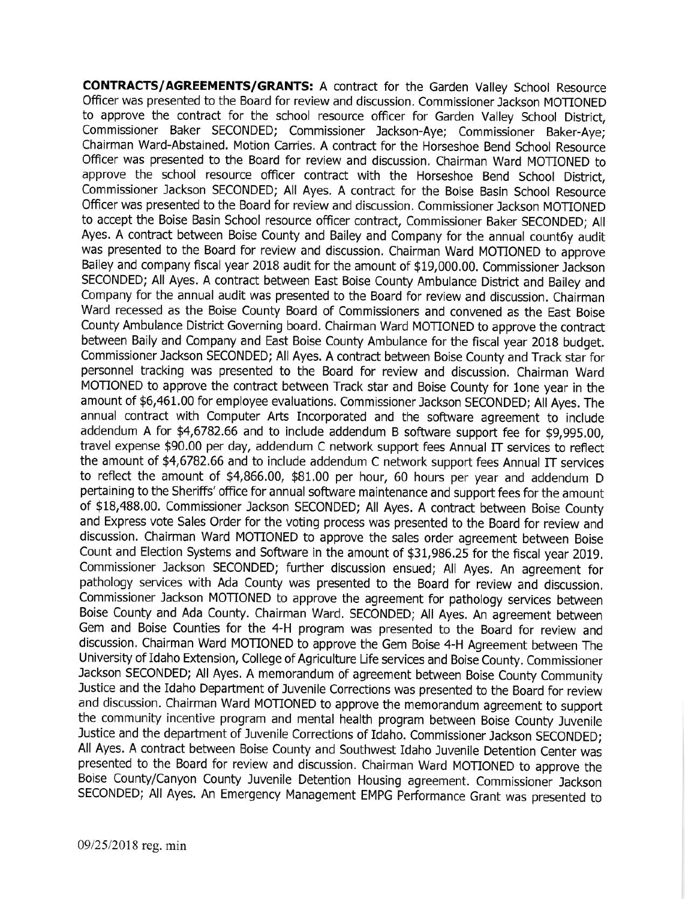**CONTRACTS/AGREEMENTS/GRANTS:** A contract for the Garden Valley School Resource Officer was presented to the Board for review and discussion. Commissioner Jackson MOTIONED to approve the contract for the school resource officer for Garden Valley School District, Commissioner Baker SECONDED; Commissioner Jackson-Aye; Commissioner Baker-Aye; Chairman Ward-Abstained. Motion Carries. A contract for the Horseshoe Bend School Resource Officer was presented to the Board for review and discussion. Chairman Ward MOTIONED to approve the school resource officer contract with the Horseshoe Bend School District, Commissioner Jackson SECONDED; All Ayes. A contract for the Boise Basin School Resource Officer was presented to the Board for review and discussion. Commissioner Jackson MOTIONED to accept the Boise Basin School resource officer contract, Commissioner Baker SECONDED; All Ayes. A contract between Boise County and Bailey and Company for the annual count6y audit was presented to the Board for review and discussion. Chairman Ward MOTIONED to approve Bailey and company fiscal year 2018 audit for the amount of $19,000.00. Commissioner Jackson SECONDED; All Ayes. A contract between East Boise County Ambulance District and Bailey and Company for the annual audit was presented to the Board for review and discussion. Chairman Ward recessed as the Boise County Board of Commissioners and convened as the East Boise County Ambulance District Governing board. Chairman Ward MOTIONED to approve the contract between Baily and Company and East Boise County Ambulance for the fiscal year 2018 budget. Commissioner Jackson SECONDED; All Ayes. A contract between Boise County and Track star for personnel tracking was presented to the Board for review and discussion. Chairman Ward MOTIONED to approve the contract between Track star and Boise County for 1one year in the amount of $6,461.00 for employee evaluations. Commissioner Jackson SECONDED; All Ayes. The annual contract with Computer Arts Incorporated and the software agreement to include addendum A for $4,6782.66 and to include addendum B software support fee for $9,995.00, travel expense $90.00 per day, addendum C network support fees Annual IT services to reflect the amount of $4,6782.66 and to include addendum C network support fees Annual IT services to reflect the amount of $4,866.00, $81.00 per hour, 60 hours per year and addendum D pertaining to the Sheriffs' office for annual software maintenance and support fees for the amount of $18,488.00. Commissioner Jackson SECONDED; All Ayes. A contract between Boise County and Express vote Sales Order for the voting process was presented to the Board for review and discussion. Chairman Ward MOTIONED to approve the sales order agreement between Boise Count and Election Systems and Software in the amount of $31,986.25 for the fiscal year 2019. Commissioner Jackson SECONDED; further discussion ensued; All Ayes. An agreement for pathology services with Ada County was presented to the Board for review and discussion. Commissioner Jackson MOTIONED to approve the agreement for pathology services between Boise County and Ada County. Chairman Ward. SECONDED; All Ayes. An agreement between Gem and Boise Counties for the 4-H program was presented to the Board for review and discussion. Chairman Ward MOTIONED to approve the Gem Boise 4-H Agreement between The University of Idaho Extension, College of Agriculture Life services and Boise County. Commissioner Jackson SECONDED; All Ayes. A memorandum of agreement between Boise County Community Justice and the Idaho Department of Juvenile Corrections was presented to the Board for review and discussion. Chairman Ward MOTIONED to approve the memorandum agreement to support the community incentive program and mental health program between Boise County Juvenile Justice and the department of Juvenile Corrections of Idaho. Commissioner Jackson SECONDED; All Ayes. A contract between Boise County and Southwest Idaho Juvenile Detention Center was presented to the Board for review and discussion. Chairman Ward MOTIONED to approve the Boise County/Canyon County Juvenile Detention Housing agreement. Commissioner Jackson SECONDED; All Ayes. An Emergency Management EMPG Performance Grant was presented to